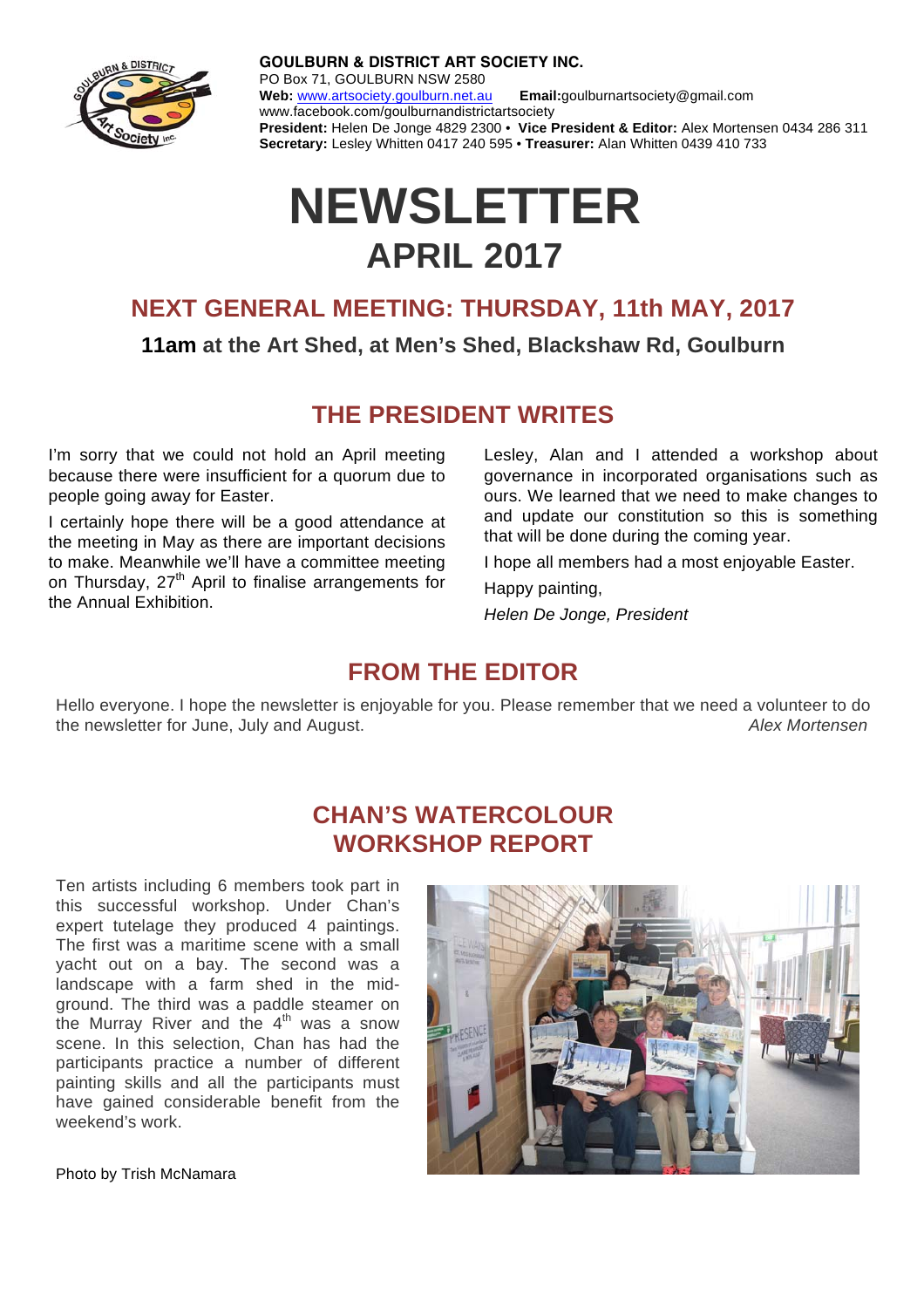**GOULBURN & DISTRICT ART SOCIETY INC.**
PO Box 71, GOULBURN NSW 2580
**Web:** www.artsociety.goulburn.net.au **Email:**goulburnartsociety@gmail.com
www.facebook.com/goulburnandistrictartsociety
**President:** Helen De Jonge 4829 2300 • **Vice President & Editor:** Alex Mortensen 0434 286 311
**Secretary:** Lesley Whitten 0417 240 595 • **Treasurer:** Alan Whitten 0439 410 733

# NEWSLETTER
## APRIL 2017

## NEXT GENERAL MEETING: THURSDAY, 11th MAY, 2017

**11am at the Art Shed, at Men's Shed, Blackshaw Rd, Goulburn**

## THE PRESIDENT WRITES

I'm sorry that we could not hold an April meeting because there were insufficient for a quorum due to people going away for Easter.

I certainly hope there will be a good attendance at the meeting in May as there are important decisions to make. Meanwhile we'll have a committee meeting on Thursday, 27th April to finalise arrangements for the Annual Exhibition.

Lesley, Alan and I attended a workshop about governance in incorporated organisations such as ours. We learned that we need to make changes to and update our constitution so this is something that will be done during the coming year.

I hope all members had a most enjoyable Easter.

Happy painting,

*Helen De Jonge, President*

## FROM THE EDITOR

Hello everyone. I hope the newsletter is enjoyable for you. Please remember that we need a volunteer to do the newsletter for June, July and August. *Alex Mortensen*

## CHAN'S WATERCOLOUR WORKSHOP REPORT

Ten artists including 6 members took part in this successful workshop. Under Chan's expert tutelage they produced 4 paintings. The first was a maritime scene with a small yacht out on a bay. The second was a landscape with a farm shed in the mid-ground. The third was a paddle steamer on the Murray River and the 4th was a snow scene. In this selection, Chan has had the participants practice a number of different painting skills and all the participants must have gained considerable benefit from the weekend's work.

Photo by Trish McNamara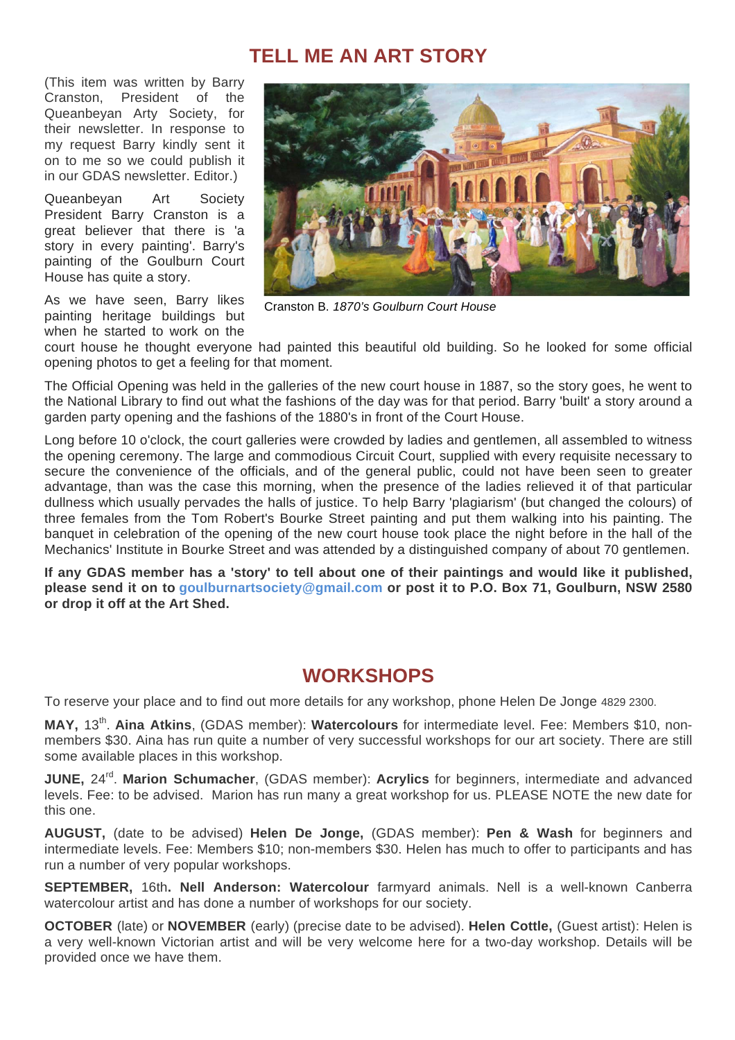## TELL ME AN ART STORY

(This item was written by Barry Cranston, President of the Queanbeyan Arty Society, for their newsletter. In response to my request Barry kindly sent it on to me so we could publish it in our GDAS newsletter. Editor.)

Queanbeyan Art Society President Barry Cranston is a great believer that there is 'a story in every painting'. Barry's painting of the Goulburn Court House has quite a story.

Cranston B. *1870's Goulburn Court House*

As we have seen, Barry likes painting heritage buildings but when he started to work on the court house he thought everyone had painted this beautiful old building. So he looked for some official opening photos to get a feeling for that moment.

The Official Opening was held in the galleries of the new court house in 1887, so the story goes, he went to the National Library to find out what the fashions of the day was for that period. Barry 'built' a story around a garden party opening and the fashions of the 1880's in front of the Court House.

Long before 10 o'clock, the court galleries were crowded by ladies and gentlemen, all assembled to witness the opening ceremony. The large and commodious Circuit Court, supplied with every requisite necessary to secure the convenience of the officials, and of the general public, could not have been seen to greater advantage, than was the case this morning, when the presence of the ladies relieved it of that particular dullness which usually pervades the halls of justice. To help Barry 'plagiarism' (but changed the colours) of three females from the Tom Robert's Bourke Street painting and put them walking into his painting. The banquet in celebration of the opening of the new court house took place the night before in the hall of the Mechanics' Institute in Bourke Street and was attended by a distinguished company of about 70 gentlemen.

**If any GDAS member has a 'story' to tell about one of their paintings and would like it published, please send it on to goulburnartsociety@gmail.com or post it to P.O. Box 71, Goulburn, NSW 2580 or drop it off at the Art Shed.**

## WORKSHOPS

To reserve your place and to find out more details for any workshop, phone Helen De Jonge 4829 2300.

**MAY,** 13th. **Aina Atkins**, (GDAS member): **Watercolours** for intermediate level. Fee: Members $10, non-members $30. Aina has run quite a number of very successful workshops for our art society. There are still some available places in this workshop.

**JUNE,** 24rd. **Marion Schumacher**, (GDAS member): **Acrylics** for beginners, intermediate and advanced levels. Fee: to be advised. Marion has run many a great workshop for us. PLEASE NOTE the new date for this one.

**AUGUST,** (date to be advised) **Helen De Jonge,** (GDAS member): **Pen & Wash** for beginners and intermediate levels. Fee: Members $10; non-members $30. Helen has much to offer to participants and has run a number of very popular workshops.

**SEPTEMBER,** 16th**. Nell Anderson: Watercolour** farmyard animals. Nell is a well-known Canberra watercolour artist and has done a number of workshops for our society.

**OCTOBER** (late) or **NOVEMBER** (early) (precise date to be advised). **Helen Cottle,** (Guest artist): Helen is a very well-known Victorian artist and will be very welcome here for a two-day workshop. Details will be provided once we have them.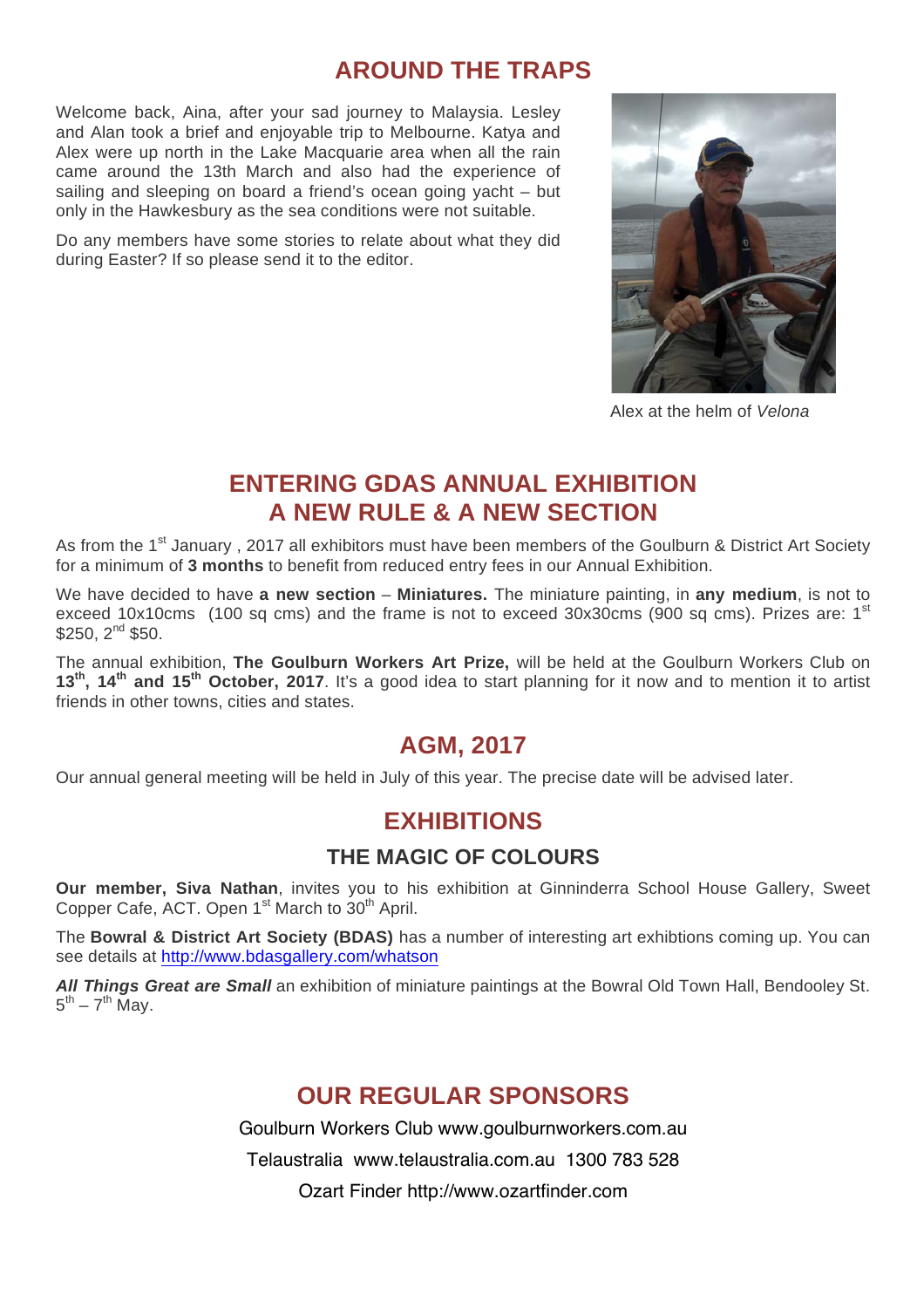## AROUND THE TRAPS

Welcome back, Aina, after your sad journey to Malaysia. Lesley and Alan took a brief and enjoyable trip to Melbourne. Katya and Alex were up north in the Lake Macquarie area when all the rain came around the 13th March and also had the experience of sailing and sleeping on board a friend's ocean going yacht – but only in the Hawkesbury as the sea conditions were not suitable.

Do any members have some stories to relate about what they did during Easter? If so please send it to the editor.

Alex at the helm of *Velona*

## ENTERING GDAS ANNUAL EXHIBITION A NEW RULE & A NEW SECTION

As from the 1st January , 2017 all exhibitors must have been members of the Goulburn & District Art Society for a minimum of **3 months** to benefit from reduced entry fees in our Annual Exhibition.

We have decided to have **a new section** – **Miniatures.** The miniature painting, in **any medium**, is not to exceed 10x10cms (100 sq cms) and the frame is not to exceed 30x30cms (900 sq cms). Prizes are: 1st $250, 2nd $50.

The annual exhibition, **The Goulburn Workers Art Prize,** will be held at the Goulburn Workers Club on **13th, 14th and 15th October, 2017**. It's a good idea to start planning for it now and to mention it to artist friends in other towns, cities and states.

## AGM, 2017

Our annual general meeting will be held in July of this year. The precise date will be advised later.

## EXHIBITIONS

### THE MAGIC OF COLOURS

**Our member, Siva Nathan**, invites you to his exhibition at Ginninderra School House Gallery, Sweet Copper Cafe, ACT. Open 1st March to 30th April.

The **Bowral & District Art Society (BDAS)** has a number of interesting art exhibtions coming up. You can see details at [http://www.bdasgallery.com/whatson](http://www.bdasgallery.com/whatson)

***All Things Great are Small*** an exhibition of miniature paintings at the Bowral Old Town Hall, Bendooley St. 5th – 7th May.

## OUR REGULAR SPONSORS

Goulburn Workers Club www.goulburnworkers.com.au

Telaustralia www.telaustralia.com.au 1300 783 528

Ozart Finder http://www.ozartfinder.com